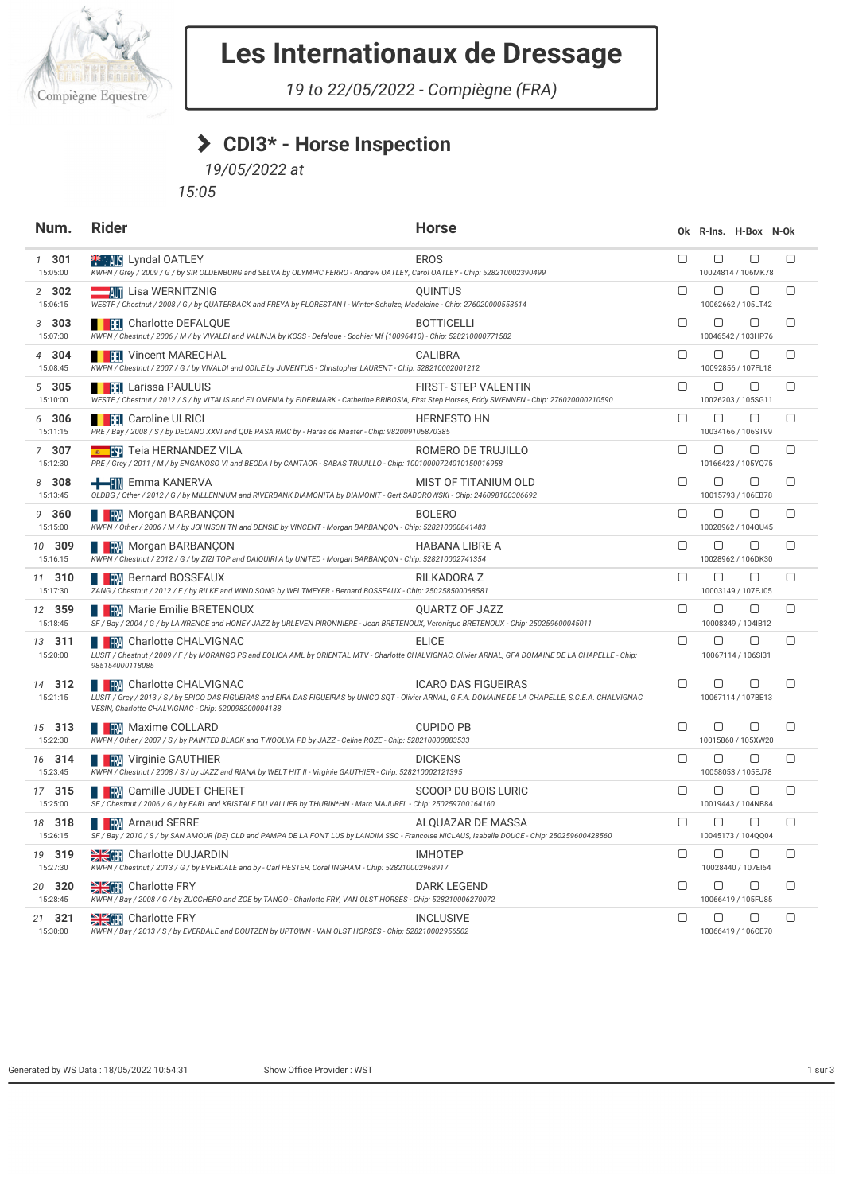Compiègne Equestre

# Les Internationaux de Dressage

*19 to 22/05/2022 - Compiègne (FRA)*

## CDI3* - Horse Inspection

*19/05/2022 at*

*15:05*

| Num. | Rider | Horse | Ok | R-Ins. | H-Box | N-Ok |
|---|---|---|---|---|---|---|
| 1 **301** 15:05:00 | AUS Lyndal OATLEY | EROS<br>*KWPN / Grey / 2009 / G / by SIR OLDENBURG and SELVA by OLYMPIC FERRO - Andrew OATLEY, Carol OATLEY - Chip: 528210002390499* | ☐ | ☐ 10024814 / 106MK78 | ☐ | ☐ |
| 2 **302** 15:06:15 | AUT Lisa WERNITZNIG | QUINTUS<br>*WESTF / Chestnut / 2008 / G / by QUATERBACK and FREYA by FLORESTAN I - Winter-Schulze, Madeleine - Chip: 276020000553614* | ☐ | ☐ 10062662 / 105LT42 | ☐ | ☐ |
| 3 **303** 15:07:30 | BEL Charlotte DEFALQUE | BOTTICELLI<br>*KWPN / Chestnut / 2006 / M / by VIVALDI and VALINJA by KOSS - Defalque - Schoier Mf (10096410) - Chip: 528210000771582* | ☐ | ☐ 10046542 / 103HP76 | ☐ | ☐ |
| 4 **304** 15:08:45 | BEL Vincent MARECHAL | CALIBRA<br>*KWPN / Chestnut / 2007 / G / by VIVALDI and ODILE by JUVENTUS - Christopher LAURENT - Chip: 528210002001212* | ☐ | ☐ 10092856 / 107FL18 | ☐ | ☐ |
| 5 **305** 15:10:00 | BEL Larissa PAULUIS | FIRST- STEP VALENTIN<br>*WESTF / Chestnut / 2012 / S / by VITALIS and FILOMENIA by FIDERMARK - Catherine BRIBOSIA, First Step Horses, Eddy SWENNEN - Chip: 276020000210590* | ☐ | ☐ 10026203 / 105SG11 | ☐ | ☐ |
| 6 **306** 15:11:15 | BEL Caroline ULRICI | HERNESTO HN<br>*PRE / Bay / 2008 / S / by DECANO XXVI and QUE PASA RMC by - Haras de Niaster - Chip: 982009105870385* | ☐ | ☐ 10034166 / 106ST99 | ☐ | ☐ |
| 7 **307** 15:12:30 | ESP Teia HERNANDEZ VILA | ROMERO DE TRUJILLO<br>*PRE / Grey / 2011 / M / by ENGANOSO VI and BEODA I by CANTAOR - SABAS TRUJILLO - Chip: 100100007240101500169​58* | ☐ | ☐ 10166423 / 105YQ75 | ☐ | ☐ |
| 8 **308** 15:13:45 | FIN Emma KANERVA | MIST OF TITANIUM OLD<br>*OLDBG / Other / 2012 / G / by MILLENNIUM and RIVERBANK DIAMONITA by DIAMONIT - Gert SABOROWSKI - Chip: 246098100306692* | ☐ | ☐ 10015793 / 106EB78 | ☐ | ☐ |
| 9 **360** 15:15:00 | FRA Morgan BARBANÇON | BOLERO<br>*KWPN / Other / 2006 / M / by JOHNSON TN and DENSIE by VINCENT - Morgan BARBANÇON - Chip: 528210000841483* | ☐ | ☐ 10028962 / 104QU45 | ☐ | ☐ |
| 10 **309** 15:16:15 | FRA Morgan BARBANÇON | HABANA LIBRE A<br>*KWPN / Chestnut / 2012 / G / by ZIZI TOP and DAIQUIRI A by UNITED - Morgan BARBANÇON - Chip: 528210002741354* | ☐ | ☐ 10028962 / 106DK30 | ☐ | ☐ |
| 11 **310** 15:17:30 | FRA Bernard BOSSEAUX | RILKADORA Z<br>*ZANG / Chestnut / 2012 / F / by RILKE and WIND SONG by WELTMEYER - Bernard BOSSEAUX - Chip: 250258500068581* | ☐ | ☐ 10003149 / 107FJ05 | ☐ | ☐ |
| 12 **359** 15:18:45 | FRA Marie Emilie BRETENOUX | QUARTZ OF JAZZ<br>*SF / Bay / 2004 / G / by LAWRENCE and HONEY JAZZ by URLEVEN PIRONNIERE - Jean BRETENOUX, Veronique BRETENOUX - Chip: 250259600045011* | ☐ | ☐ 10008349 / 104IB12 | ☐ | ☐ |
| 13 **311** 15:20:00 | FRA Charlotte CHALVIGNAC | ELICE<br>*LUSIT / Chestnut / 2009 / F / by MORANGO PS and EOLICA AML by ORIENTAL MTV - Charlotte CHALVIGNAC, Olivier ARNAL, GFA DOMAINE DE LA CHAPELLE - Chip: 985154000118085* | ☐ | ☐ 10067114 / 106SI31 | ☐ | ☐ |
| 14 **312** 15:21:15 | FRA Charlotte CHALVIGNAC | ICARO DAS FIGUEIRAS<br>*LUSIT / Grey / 2013 / S / by EPICO DAS FIGUEIRAS and EIRA DAS FIGUEIRAS by UNICO SQT - Olivier ARNAL, G.F.A. DOMAINE DE LA CHAPELLE, S.C.E.A. CHALVIGNAC VESIN, Charlotte CHALVIGNAC - Chip: 620098200004138* | ☐ | ☐ 10067114 / 107BE13 | ☐ | ☐ |
| 15 **313** 15:22:30 | FRA Maxime COLLARD | CUPIDO PB<br>*KWPN / Other / 2007 / S / by PAINTED BLACK and TWOOLYA PB by JAZZ - Celine ROZE - Chip: 528210000883533* | ☐ | ☐ 10015860 / 105XW20 | ☐ | ☐ |
| 16 **314** 15:23:45 | FRA Virginie GAUTHIER | DICKENS<br>*KWPN / Chestnut / 2008 / S / by JAZZ and RIANA by WELT HIT II - Virginie GAUTHIER - Chip: 528210002121395* | ☐ | ☐ 10058053 / 105EJ78 | ☐ | ☐ |
| 17 **315** 15:25:00 | FRA Camille JUDET CHERET | SCOOP DU BOIS LURIC<br>*SF / Chestnut / 2006 / G / by EARL and KRISTALE DU VALLIER by THURIN*HN - Marc MAJUREL - Chip: 250259700164160* | ☐ | ☐ 10019443 / 104NB84 | ☐ | ☐ |
| 18 **318** 15:26:15 | FRA Arnaud SERRE | ALQUAZAR DE MASSA<br>*SF / Bay / 2010 / S / by SAN AMOUR (DE) OLD and PAMPA DE LA FONT LUS by LANDIM SSC - Francoise NICLAUS, Isabelle DOUCE - Chip: 250259600428560* | ☐ | ☐ 10045173 / 104QQ04 | ☐ | ☐ |
| 19 **319** 15:27:30 | GBR Charlotte DUJARDIN | IMHOTEP<br>*KWPN / Chestnut / 2013 / G / by EVERDALE and by - Carl HESTER, Coral INGHAM - Chip: 528210002968917* | ☐ | ☐ 10028440 / 107EI64 | ☐ | ☐ |
| 20 **320** 15:28:45 | GBR Charlotte FRY | DARK LEGEND<br>*KWPN / Bay / 2008 / G / by ZUCCHERO and ZOE by TANGO - Charlotte FRY, VAN OLST HORSES - Chip: 528210006270072* | ☐ | ☐ 10066419 / 105FU85 | ☐ | ☐ |
| 21 **321** 15:30:00 | GBR Charlotte FRY | INCLUSIVE<br>*KWPN / Bay / 2013 / S / by EVERDALE and DOUTZEN by UPTOWN - VAN OLST HORSES - Chip: 528210002956502* | ☐ | ☐ 10066419 / 106CE70 | ☐ | ☐ |

Generated by WS Data : 18/05/2022 10:54:31 Show Office Provider : WST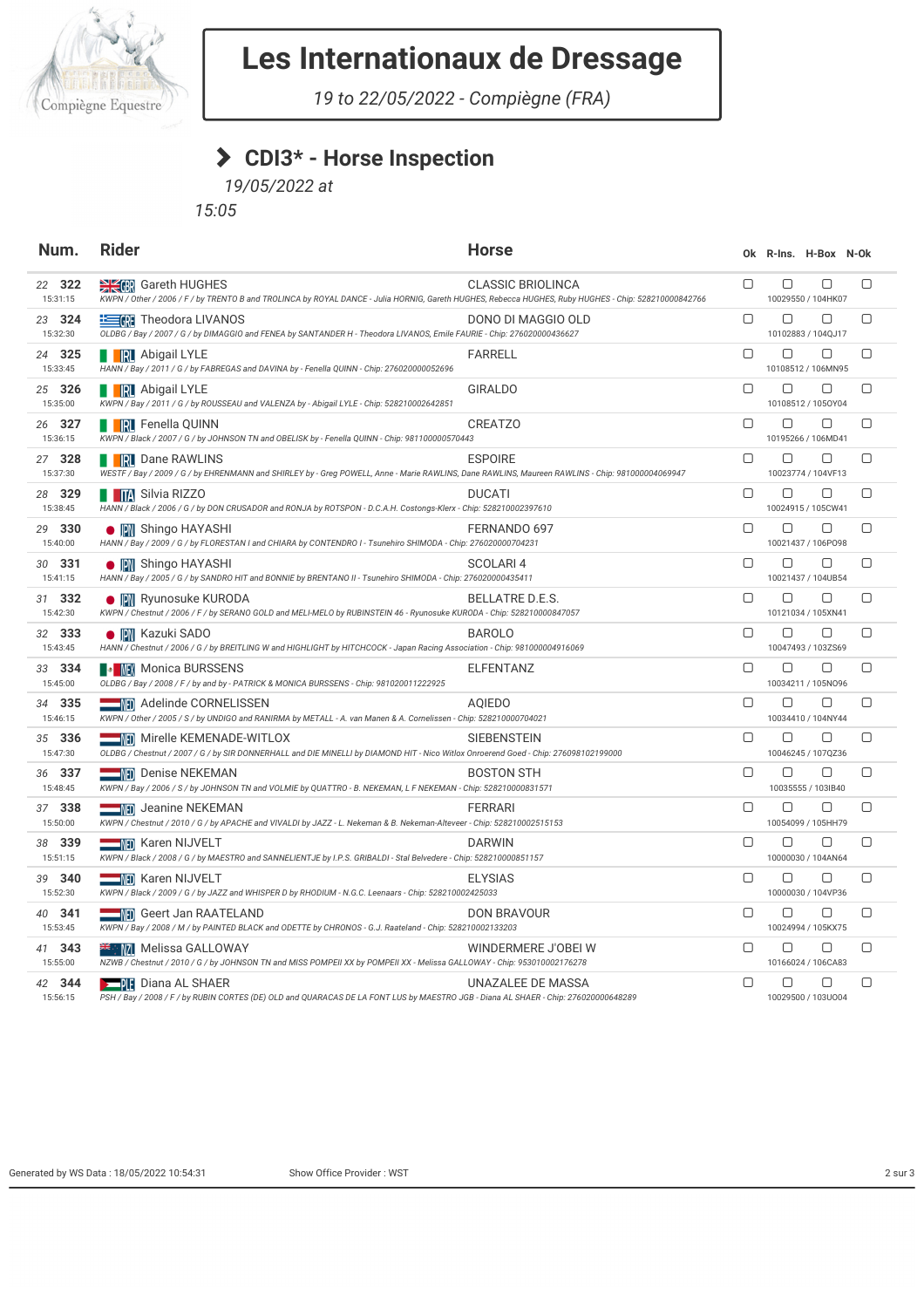# Les Internationaux de Dressage

*19 to 22/05/2022 - Compiègne (FRA)*

## CDI3* - Horse Inspection

*19/05/2022 at*

*15:05*

| Num. | Rider | Horse | Ok | R-Ins. | H-Box | N-Ok |
|---|---|---|---|---|---|---|
| 22 **322** 15:31:15 | GBR Gareth HUGHES<br>*KWPN / Other / 2006 / F / by TRENTO B and TROLINCA by ROYAL DANCE - Julia HORNIG, Gareth HUGHES, Rebecca HUGHES, Ruby HUGHES - Chip: 528210000842766* | CLASSIC BRIOLINCA | ☐ | ☐ 10029550 / 104HK07 | ☐ | ☐ |
| 23 **324** 15:32:30 | GRE Theodora LIVANOS<br>*OLDBG / Bay / 2007 / G / by DIMAGGIO and FENEA by SANTANDER H - Theodora LIVANOS, Emile FAURIE - Chip: 276020000436627* | DONO DI MAGGIO OLD | ☐ | ☐ 10102883 / 104QJ17 | ☐ | ☐ |
| 24 **325** 15:33:45 | IRL Abigail LYLE<br>*HANN / Bay / 2011 / G / by FABREGAS and DAVINA by - Fenella QUINN - Chip: 276020000052696* | FARRELL | ☐ | ☐ 10108512 / 106MN95 | ☐ | ☐ |
| 25 **326** 15:35:00 | IRL Abigail LYLE<br>*KWPN / Bay / 2011 / G / by ROUSSEAU and VALENZA by - Abigail LYLE - Chip: 528210002642851* | GIRALDO | ☐ | ☐ 10108512 / 105OY04 | ☐ | ☐ |
| 26 **327** 15:36:15 | IRL Fenella QUINN<br>*KWPN / Black / 2007 / G / by JOHNSON TN and OBELISK by - Fenella QUINN - Chip: 981100000570443* | CREATZO | ☐ | ☐ 10195266 / 106MD41 | ☐ | ☐ |
| 27 **328** 15:37:30 | IRL Dane RAWLINS<br>*WESTF / Bay / 2009 / G / by EHRENMANN and SHIRLEY by - Greg POWELL, Anne - Marie RAWLINS, Dane RAWLINS, Maureen RAWLINS - Chip: 981000004069947* | ESPOIRE | ☐ | ☐ 10023774 / 104VF13 | ☐ | ☐ |
| 28 **329** 15:38:45 | ITA Silvia RIZZO<br>*HANN / Black / 2006 / G / by DON CRUSADOR and RONJA by ROTSPON - D.C.A.H. Costongs-Klerx - Chip: 528210002397610* | DUCATI | ☐ | ☐ 10024915 / 105CW41 | ☐ | ☐ |
| 29 **330** 15:40:00 | JPN Shingo HAYASHI<br>*HANN / Bay / 2009 / G / by FLORESTAN I and CHIARA by CONTENDRO I - Tsunehiro SHIMODA - Chip: 276020000704231* | FERNANDO 697 | ☐ | ☐ 10021437 / 106PO98 | ☐ | ☐ |
| 30 **331** 15:41:15 | JPN Shingo HAYASHI<br>*HANN / Bay / 2005 / G / by SANDRO HIT and BONNIE by BRENTANO II - Tsunehiro SHIMODA - Chip: 276020000435411* | SCOLARI 4 | ☐ | ☐ 10021437 / 104UB54 | ☐ | ☐ |
| 31 **332** 15:42:30 | JPN Ryunosuke KURODA<br>*KWPN / Chestnut / 2006 / F / by SERANO GOLD and MELI-MELO by RUBINSTEIN 46 - Ryunosuke KURODA - Chip: 528210000847057* | BELLATRE D.E.S. | ☐ | ☐ 10121034 / 105XN41 | ☐ | ☐ |
| 32 **333** 15:43:45 | JPN Kazuki SADO<br>*HANN / Chestnut / 2006 / G / by BREITLING W and HIGHLIGHT by HITCHCOCK - Japan Racing Association - Chip: 981000004916069* | BAROLO | ☐ | ☐ 10047493 / 103ZS69 | ☐ | ☐ |
| 33 **334** 15:45:00 | MEX Monica BURSSENS<br>*OLDBG / Bay / 2008 / F / by and by - PATRICK & MONICA BURSSENS - Chip: 981020011222925* | ELFENTANZ | ☐ | ☐ 10034211 / 105NO96 | ☐ | ☐ |
| 34 **335** 15:46:15 | NED Adelinde CORNELISSEN<br>*KWPN / Other / 2005 / S / by UNDIGO and RANIRMA by METALL - A. van Manen & A. Cornelissen - Chip: 528210000704021* | AQIEDO | ☐ | ☐ 10034410 / 104NY44 | ☐ | ☐ |
| 35 **336** 15:47:30 | NED Mirelle KEMENADE-WITLOX<br>*OLDBG / Chestnut / 2007 / G / by SIR DONNERHALL and DIE MINELLI by DIAMOND HIT - Nico Witlox Onroerend Goed - Chip: 276098102199000* | SIEBENSTEIN | ☐ | ☐ 10046245 / 107QZ36 | ☐ | ☐ |
| 36 **337** 15:48:45 | NED Denise NEKEMAN<br>*KWPN / Bay / 2006 / S / by JOHNSON TN and VOLMIE by QUATTRO - B. NEKEMAN, L F NEKEMAN - Chip: 528210000831571* | BOSTON STH | ☐ | ☐ 10035555 / 103IB40 | ☐ | ☐ |
| 37 **338** 15:50:00 | NED Jeanine NEKEMAN<br>*KWPN / Chestnut / 2010 / G / by APACHE and VIVALDI by JAZZ - L. Nekeman & B. Nekeman-Alteveer - Chip: 528210002515153* | FERRARI | ☐ | ☐ 10054099 / 105HH79 | ☐ | ☐ |
| 38 **339** 15:51:15 | NED Karen NIJVELT<br>*KWPN / Black / 2008 / G / by MAESTRO and SANNELIENTJE by I.P.S. GRIBALDI - Stal Belvedere - Chip: 528210000851157* | DARWIN | ☐ | ☐ 10000030 / 104AN64 | ☐ | ☐ |
| 39 **340** 15:52:30 | NED Karen NIJVELT<br>*KWPN / Black / 2009 / G / by JAZZ and WHISPER D by RHODIUM - N.G.C. Leenaars - Chip: 528210002425033* | ELYSIAS | ☐ | ☐ 10000030 / 104VP36 | ☐ | ☐ |
| 40 **341** 15:53:45 | NED Geert Jan RAATELAND<br>*KWPN / Bay / 2008 / M / by PAINTED BLACK and ODETTE by CHRONOS - G.J. Raateland - Chip: 528210002133203* | DON BRAVOUR | ☐ | ☐ 10024994 / 105KX75 | ☐ | ☐ |
| 41 **343** 15:55:00 | NZL Melissa GALLOWAY<br>*NZWB / Chestnut / 2010 / G / by JOHNSON TN and MISS POMPEII XX by POMPEII XX - Melissa GALLOWAY - Chip: 953010002176278* | WINDERMERE J'OBEI W | ☐ | ☐ 10166024 / 106CA83 | ☐ | ☐ |
| 42 **344** 15:56:15 | PLE Diana AL SHAER<br>*PSH / Bay / 2008 / F / by RUBIN CORTES (DE) OLD and QUARACAS DE LA FONT LUS by MAESTRO JGB - Diana AL SHAER - Chip: 276020000648289* | UNAZALEE DE MASSA | ☐ | ☐ 10029500 / 103UO04 | ☐ | ☐ |

Generated by WS Data : 18/05/2022 10:54:31 &nbsp;&nbsp;&nbsp; Show Office Provider : WST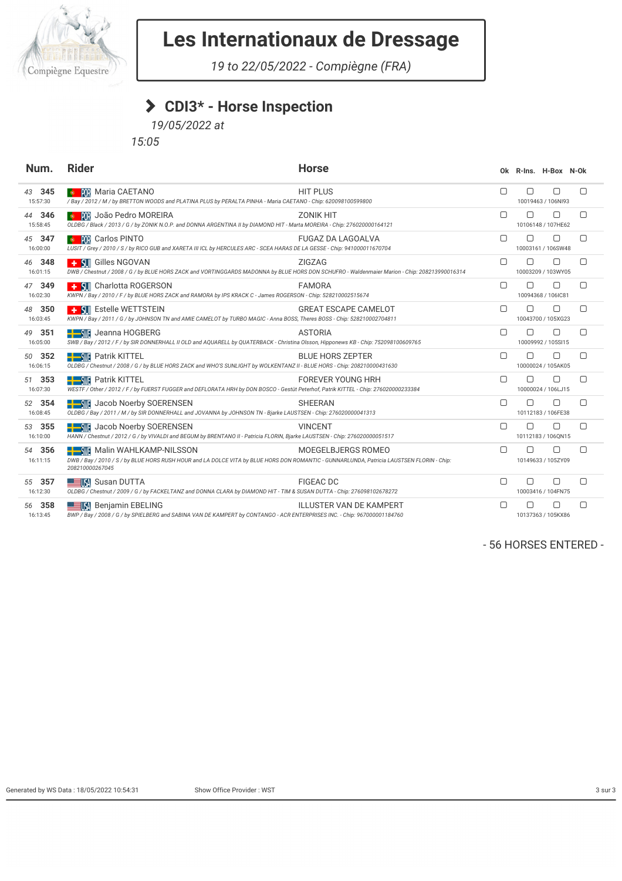# Les Internationaux de Dressage

*19 to 22/05/2022 - Compiègne (FRA)*

## CDI3* - Horse Inspection

*19/05/2022 at*

*15:05*

| Num. | Rider | Horse | Ok | R-Ins. | H-Box | N-Ok |
|---|---|---|---|---|---|---|
| 43 **345** 15:57:30 | POR Maria CAETANO<br>*/ Bay / 2012 / M / by BRETTON WOODS and PLATINA PLUS by PERALTA PINHA - Maria CAETANO - Chip: 620098100599800* | HIT PLUS | ☐ | ☐ 10019463 / 106NI93 | ☐ | ☐ |
| 44 **346** 15:58:45 | POR João Pedro MOREIRA<br>*OLDBG / Black / 2013 / G / by ZONIK N.O.P. and DONNA ARGENTINA II by DIAMOND HIT - Marta MOREIRA - Chip: 276020000164121* | ZONIK HIT | ☐ | ☐ 10106148 / 107HE62 | ☐ | ☐ |
| 45 **347** 16:00:00 | POR Carlos PINTO<br>*LUSIT / Grey / 2010 / S / by RICO GUB and XARETA III ICL by HERCULES ARC - SCEA HARAS DE LA GESSE - Chip: 941000011670704* | FUGAZ DA LAGOALVA | ☐ | ☐ 10003161 / 106SW48 | ☐ | ☐ |
| 46 **348** 16:01:15 | SUI Gilles NGOVAN<br>*DWB / Chestnut / 2008 / G / by BLUE HORS ZACK and VORTINGGARDS MADONNA by BLUE HORS DON SCHUFRO - Waldenmaier Marion - Chip: 208213990016314* | ZIGZAG | ☐ | ☐ 10003209 / 103WY05 | ☐ | ☐ |
| 47 **349** 16:02:30 | SUI Charlotta ROGERSON<br>*KWPN / Bay / 2010 / F / by BLUE HORS ZACK and RAMORA by IPS KRACK C - James ROGERSON - Chip: 528210002515674* | FAMORA | ☐ | ☐ 10094368 / 106IC81 | ☐ | ☐ |
| 48 **350** 16:03:45 | SUI Estelle WETTSTEIN<br>*KWPN / Bay / 2011 / G / by JOHNSON TN and AMIE CAMELOT by TURBO MAGIC - Anna BOSS, Theres BOSS - Chip: 528210002704811* | GREAT ESCAPE CAMELOT | ☐ | ☐ 10043700 / 105XG23 | ☐ | ☐ |
| 49 **351** 16:05:00 | SWE Jeanna HOGBERG<br>*SWB / Bay / 2012 / F / by SIR DONNERHALL II OLD and AQUARELL by QUATERBACK - Christina Olsson, Hipponews KB - Chip: 752098100609765* | ASTORIA | ☐ | ☐ 10009992 / 105SI15 | ☐ | ☐ |
| 50 **352** 16:06:15 | SWE Patrik KITTEL<br>*OLDBG / Chestnut / 2008 / G / by BLUE HORS ZACK and WHO'S SUNLIGHT by WOLKENTANZ II - BLUE HORS - Chip: 208210000431630* | BLUE HORS ZEPTER | ☐ | ☐ 10000024 / 105AK05 | ☐ | ☐ |
| 51 **353** 16:07:30 | SWE Patrik KITTEL<br>*WESTF / Other / 2012 / F / by FUERST FUGGER and DEFLORATA HRH by DON BOSCO - Gestüt Peterhof, Patrik KITTEL - Chip: 276020000233384* | FOREVER YOUNG HRH | ☐ | ☐ 10000024 / 106LJ15 | ☐ | ☐ |
| 52 **354** 16:08:45 | SWE Jacob Noerby SOERENSEN<br>*OLDBG / Bay / 2011 / M / by SIR DONNERHALL and JOVANNA by JOHNSON TN - Bjarke LAUSTSEN - Chip: 276020000041313* | SHEERAN | ☐ | ☐ 10112183 / 106FE38 | ☐ | ☐ |
| 53 **355** 16:10:00 | SWE Jacob Noerby SOERENSEN<br>*HANN / Chestnut / 2012 / G / by VIVALDI and BEGUM by BRENTANO II - Patricia FLORIN, Bjarke LAUSTSEN - Chip: 276020000051517* | VINCENT | ☐ | ☐ 10112183 / 106QN15 | ☐ | ☐ |
| 54 **356** 16:11:15 | SWE Malin WAHLKAMP-NILSSON<br>*DWB / Bay / 2010 / S / by BLUE HORS RUSH HOUR and LA DOLCE VITA by BLUE HORS DON ROMANTIC - GUNNARLUNDA, Patricia LAUSTSEN FLORIN - Chip: 208210000267045* | MOEGELBJERGS ROMEO | ☐ | ☐ 10149633 / 105ZY09 | ☐ | ☐ |
| 55 **357** 16:12:30 | USA Susan DUTTA<br>*OLDBG / Chestnut / 2009 / G / by FACKELTANZ and DONNA CLARA by DIAMOND HIT - TIM & SUSAN DUTTA - Chip: 276098102678272* | FIGEAC DC | ☐ | ☐ 10003416 / 104FN75 | ☐ | ☐ |
| 56 **358** 16:13:45 | USA Benjamin EBELING<br>*BWP / Bay / 2008 / G / by SPIELBERG and SABINA VAN DE KAMPERT by CONTANGO - ACR ENTERPRISES INC. - Chip: 967000001184760* | ILLUSTER VAN DE KAMPERT | ☐ | ☐ 10137363 / 105KX86 | ☐ | ☐ |

- 56 HORSES ENTERED -

Generated by WS Data : 18/05/2022 10:54:31 Show Office Provider : WST